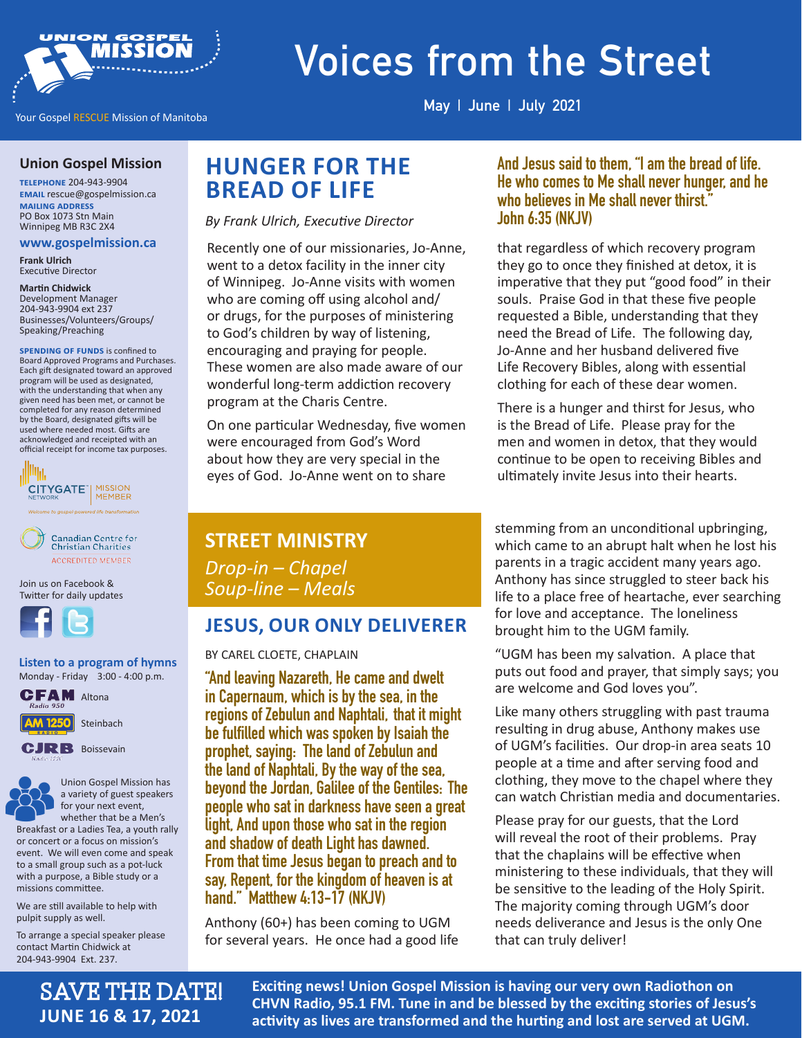UNION GOSPEL MISSION

Your Gospel RESCUE Mission of Manitoba

# Voices from the Street

May | June | July 2021

## Union Gospel Mission

**TELEPHONE** 204-943-9904
**EMAIL** rescue@gospelmission.ca
**MAILING ADDRESS**
PO Box 1073 Stn Main
Winnipeg MB R3C 2X4

**www.gospelmission.ca**

**Frank Ulrich**
Executive Director

**Martin Chidwick**
Development Manager
204-943-9904 ext 237
Businesses/Volunteers/Groups/Speaking/Preaching

**SPENDING OF FUNDS** is confined to Board Approved Programs and Purchases. Each gift designated toward an approved program will be used as designated, with the understanding that when any given need has been met, or cannot be completed for any reason determined by the Board, designated gifts will be used where needed most. Gifts are acknowledged and receipted with an official receipt for income tax purposes.

CITYGATE NETWORK | MISSION MEMBER
Welcome to gospel-powered life transformation

Canadian Centre for Christian Charities
ACCREDITED MEMBER

Join us on Facebook & Twitter for daily updates

**Listen to a program of hymns**
Monday - Friday 3:00 - 4:00 p.m.

CFAM Radio 950 — Altona
AM 1250 Radio — Steinbach
CJRB Radio 1220 — Boissevain

Union Gospel Mission has a variety of guest speakers for your next event, whether that be a Men's Breakfast or a Ladies Tea, a youth rally or concert or a focus on mission's event. We will even come and speak to a small group such as a pot-luck with a purpose, a Bible study or a missions committee.

We are still available to help with pulpit supply as well.

To arrange a special speaker please contact Martin Chidwick at 204-943-9904 Ext. 237.

## HUNGER FOR THE BREAD OF LIFE

*By Frank Ulrich, Executive Director*

**And Jesus said to them, "I am the bread of life. He who comes to Me shall never hunger, and he who believes in Me shall never thirst." John 6:35 (NKJV)**

Recently one of our missionaries, Jo-Anne, went to a detox facility in the inner city of Winnipeg. Jo-Anne visits with women who are coming off using alcohol and/or drugs, for the purposes of ministering to God's children by way of listening, encouraging and praying for people. These women are also made aware of our wonderful long-term addiction recovery program at the Charis Centre.

On one particular Wednesday, five women were encouraged from God's Word about how they are very special in the eyes of God. Jo-Anne went on to share that regardless of which recovery program they go to once they finished at detox, it is imperative that they put "good food" in their souls. Praise God in that these five people requested a Bible, understanding that they need the Bread of Life. The following day, Jo-Anne and her husband delivered five Life Recovery Bibles, along with essential clothing for each of these dear women.

There is a hunger and thirst for Jesus, who is the Bread of Life. Please pray for the men and women in detox, that they would continue to be open to receiving Bibles and ultimately invite Jesus into their hearts.

## STREET MINISTRY

*Drop-in – Chapel*
*Soup-line – Meals*

## JESUS, OUR ONLY DELIVERER

BY CAREL CLOETE, CHAPLAIN

**"And leaving Nazareth, He came and dwelt in Capernaum, which is by the sea, in the regions of Zebulun and Naphtali, that it might be fulfilled which was spoken by Isaiah the prophet, saying: The land of Zebulun and the land of Naphtali, By the way of the sea, beyond the Jordan, Galilee of the Gentiles: The people who sat in darkness have seen a great light, And upon those who sat in the region and shadow of death Light has dawned. From that time Jesus began to preach and to say, Repent, for the kingdom of heaven is at hand." Matthew 4:13-17 (NKJV)**

Anthony (60+) has been coming to UGM for several years. He once had a good life stemming from an unconditional upbringing, which came to an abrupt halt when he lost his parents in a tragic accident many years ago. Anthony has since struggled to steer back his life to a place free of heartache, ever searching for love and acceptance. The loneliness brought him to the UGM family.

"UGM has been my salvation. A place that puts out food and prayer, that simply says; you are welcome and God loves you".

Like many others struggling with past trauma resulting in drug abuse, Anthony makes use of UGM's facilities. Our drop-in area seats 10 people at a time and after serving food and clothing, they move to the chapel where they can watch Christian media and documentaries.

Please pray for our guests, that the Lord will reveal the root of their problems. Pray that the chaplains will be effective when ministering to these individuals, that they will be sensitive to the leading of the Holy Spirit. The majority coming through UGM's door needs deliverance and Jesus is the only One that can truly deliver!

## SAVE THE DATE!
**JUNE 16 & 17, 2021**

**Exciting news! Union Gospel Mission is having our very own Radiothon on CHVN Radio, 95.1 FM. Tune in and be blessed by the exciting stories of Jesus's activity as lives are transformed and the hurting and lost are served at UGM.**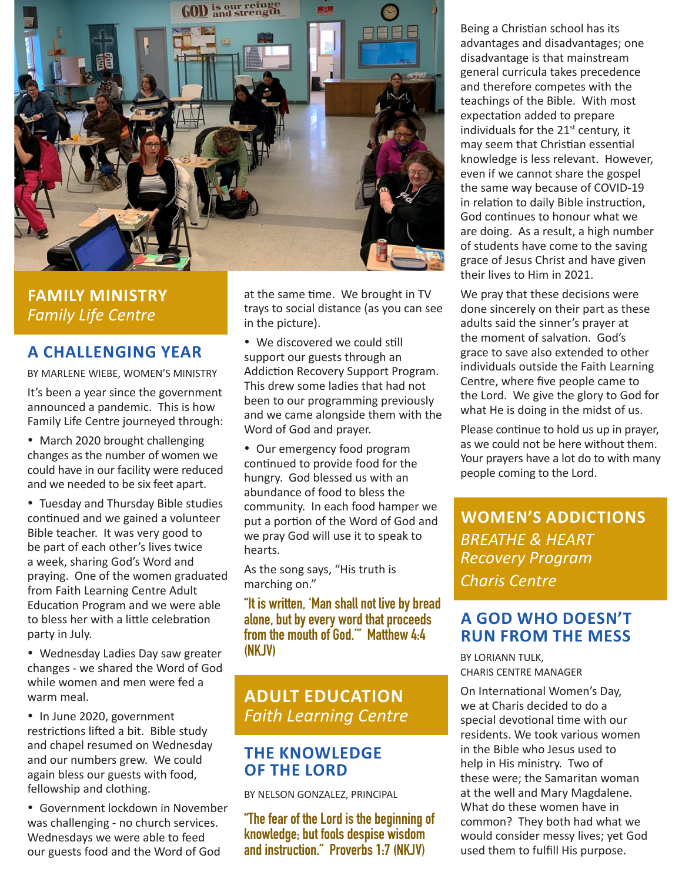## FAMILY MINISTRY
*Family Life Centre*

### A CHALLENGING YEAR

BY MARLENE WIEBE, WOMEN'S MINISTRY

It's been a year since the government announced a pandemic. This is how Family Life Centre journeyed through:

- March 2020 brought challenging changes as the number of women we could have in our facility were reduced and we needed to be six feet apart.
- Tuesday and Thursday Bible studies continued and we gained a volunteer Bible teacher. It was very good to be part of each other's lives twice a week, sharing God's Word and praying. One of the women graduated from Faith Learning Centre Adult Education Program and we were able to bless her with a little celebration party in July.
- Wednesday Ladies Day saw greater changes - we shared the Word of God while women and men were fed a warm meal.
- In June 2020, government restrictions lifted a bit. Bible study and chapel resumed on Wednesday and our numbers grew. We could again bless our guests with food, fellowship and clothing.
- Government lockdown in November was challenging - no church services. Wednesdays we were able to feed our guests food and the Word of God at the same time. We brought in TV trays to social distance (as you can see in the picture).
- We discovered we could still support our guests through an Addiction Recovery Support Program. This drew some ladies that had not been to our programming previously and we came alongside them with the Word of God and prayer.
- Our emergency food program continued to provide food for the hungry. God blessed us with an abundance of food to bless the community. In each food hamper we put a portion of the Word of God and we pray God will use it to speak to hearts.

As the song says, "His truth is marching on."

**"It is written, 'Man shall not live by bread alone, but by every word that proceeds from the mouth of God.'" Matthew 4:4 (NKJV)**

## ADULT EDUCATION
*Faith Learning Centre*

### THE KNOWLEDGE OF THE LORD

BY NELSON GONZALEZ, PRINCIPAL

**"The fear of the Lord is the beginning of knowledge; but fools despise wisdom and instruction." Proverbs 1:7 (NKJV)**

Being a Christian school has its advantages and disadvantages; one disadvantage is that mainstream general curricula takes precedence and therefore competes with the teachings of the Bible. With most expectation added to prepare individuals for the 21st century, it may seem that Christian essential knowledge is less relevant. However, even if we cannot share the gospel the same way because of COVID-19 in relation to daily Bible instruction, God continues to honour what we are doing. As a result, a high number of students have come to the saving grace of Jesus Christ and have given their lives to Him in 2021.

We pray that these decisions were done sincerely on their part as these adults said the sinner's prayer at the moment of salvation. God's grace to save also extended to other individuals outside the Faith Learning Centre, where five people came to the Lord. We give the glory to God for what He is doing in the midst of us.

Please continue to hold us up in prayer, as we could not be here without them. Your prayers have a lot do to with many people coming to the Lord.

## WOMEN'S ADDICTIONS
*BREATHE & HEART Recovery Program*
*Charis Centre*

### A GOD WHO DOESN'T RUN FROM THE MESS

BY LORIANN TULK,
CHARIS CENTRE MANAGER

On International Women's Day, we at Charis decided to do a special devotional time with our residents. We took various women in the Bible who Jesus used to help in His ministry. Two of these were; the Samaritan woman at the well and Mary Magdalene. What do these women have in common? They both had what we would consider messy lives; yet God used them to fulfill His purpose.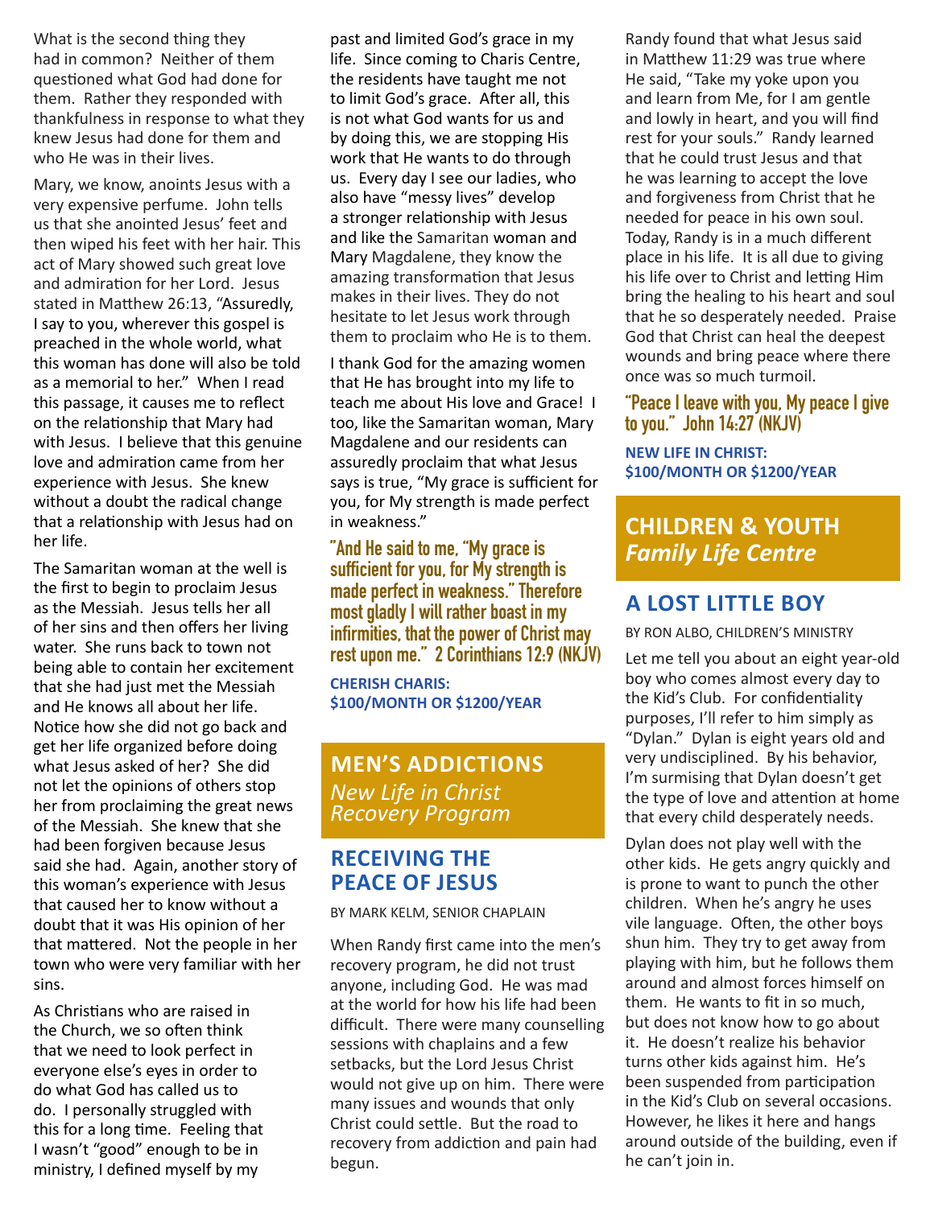What is the second thing they had in common? Neither of them questioned what God had done for them. Rather they responded with thankfulness in response to what they knew Jesus had done for them and who He was in their lives.

Mary, we know, anoints Jesus with a very expensive perfume. John tells us that she anointed Jesus' feet and then wiped his feet with her hair. This act of Mary showed such great love and admiration for her Lord. Jesus stated in Matthew 26:13, "Assuredly, I say to you, wherever this gospel is preached in the whole world, what this woman has done will also be told as a memorial to her." When I read this passage, it causes me to reflect on the relationship that Mary had with Jesus. I believe that this genuine love and admiration came from her experience with Jesus. She knew without a doubt the radical change that a relationship with Jesus had on her life.

The Samaritan woman at the well is the first to begin to proclaim Jesus as the Messiah. Jesus tells her all of her sins and then offers her living water. She runs back to town not being able to contain her excitement that she had just met the Messiah and He knows all about her life. Notice how she did not go back and get her life organized before doing what Jesus asked of her? She did not let the opinions of others stop her from proclaiming the great news of the Messiah. She knew that she had been forgiven because Jesus said she had. Again, another story of this woman's experience with Jesus that caused her to know without a doubt that it was His opinion of her that mattered. Not the people in her town who were very familiar with her sins.

As Christians who are raised in the Church, we so often think that we need to look perfect in everyone else's eyes in order to do what God has called us to do. I personally struggled with this for a long time. Feeling that I wasn't "good" enough to be in ministry, I defined myself by my past and limited God's grace in my life. Since coming to Charis Centre, the residents have taught me not to limit God's grace. After all, this is not what God wants for us and by doing this, we are stopping His work that He wants to do through us. Every day I see our ladies, who also have "messy lives" develop a stronger relationship with Jesus and like the Samaritan woman and Mary Magdalene, they know the amazing transformation that Jesus makes in their lives. They do not hesitate to let Jesus work through them to proclaim who He is to them.

I thank God for the amazing women that He has brought into my life to teach me about His love and Grace! I too, like the Samaritan woman, Mary Magdalene and our residents can assuredly proclaim that what Jesus says is true, "My grace is sufficient for you, for My strength is made perfect in weakness."

**"And He said to me, "My grace is sufficient for you, for My strength is made perfect in weakness." Therefore most gladly I will rather boast in my infirmities, that the power of Christ may rest upon me." 2 Corinthians 12:9 (NKJV)**

**CHERISH CHARIS:**
**$100/MONTH OR $1200/YEAR**

## MEN'S ADDICTIONS
*New Life in Christ Recovery Program*

### RECEIVING THE PEACE OF JESUS

BY MARK KELM, SENIOR CHAPLAIN

When Randy first came into the men's recovery program, he did not trust anyone, including God. He was mad at the world for how his life had been difficult. There were many counselling sessions with chaplains and a few setbacks, but the Lord Jesus Christ would not give up on him. There were many issues and wounds that only Christ could settle. But the road to recovery from addiction and pain had begun.

Randy found that what Jesus said in Matthew 11:29 was true where He said, "Take my yoke upon you and learn from Me, for I am gentle and lowly in heart, and you will find rest for your souls." Randy learned that he could trust Jesus and that he was learning to accept the love and forgiveness from Christ that he needed for peace in his own soul. Today, Randy is in a much different place in his life. It is all due to giving his life over to Christ and letting Him bring the healing to his heart and soul that he so desperately needed. Praise God that Christ can heal the deepest wounds and bring peace where there once was so much turmoil.

**"Peace I leave with you, My peace I give to you." John 14:27 (NKJV)**

**NEW LIFE IN CHRIST:**
**$100/MONTH OR $1200/YEAR**

## CHILDREN & YOUTH
*Family Life Centre*

### A LOST LITTLE BOY

BY RON ALBO, CHILDREN'S MINISTRY

Let me tell you about an eight year-old boy who comes almost every day to the Kid's Club. For confidentiality purposes, I'll refer to him simply as "Dylan." Dylan is eight years old and very undisciplined. By his behavior, I'm surmising that Dylan doesn't get the type of love and attention at home that every child desperately needs.

Dylan does not play well with the other kids. He gets angry quickly and is prone to want to punch the other children. When he's angry he uses vile language. Often, the other boys shun him. They try to get away from playing with him, but he follows them around and almost forces himself on them. He wants to fit in so much, but does not know how to go about it. He doesn't realize his behavior turns other kids against him. He's been suspended from participation in the Kid's Club on several occasions. However, he likes it here and hangs around outside of the building, even if he can't join in.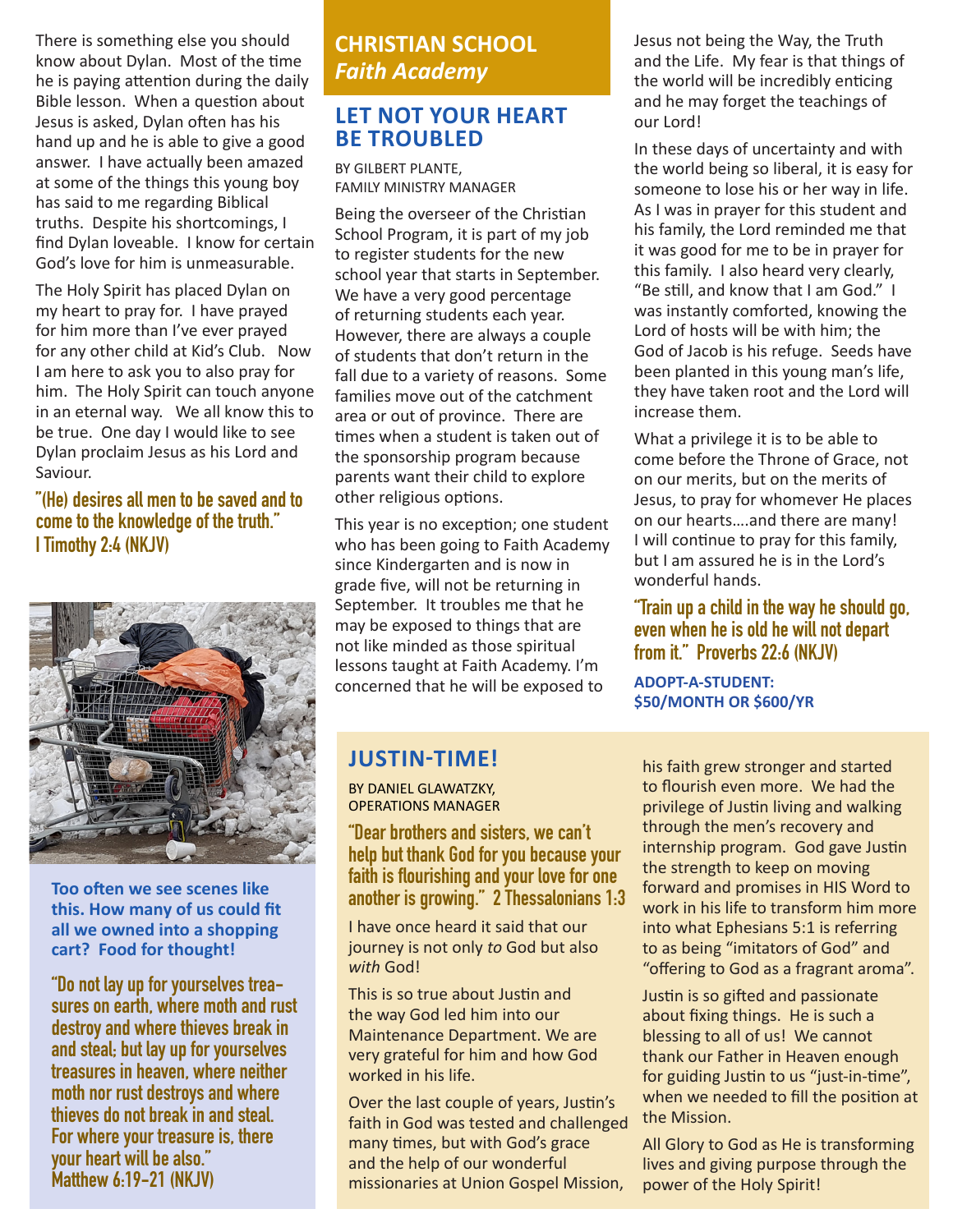There is something else you should know about Dylan. Most of the time he is paying attention during the daily Bible lesson. When a question about Jesus is asked, Dylan often has his hand up and he is able to give a good answer. I have actually been amazed at some of the things this young boy has said to me regarding Biblical truths. Despite his shortcomings, I find Dylan loveable. I know for certain God's love for him is unmeasurable.

The Holy Spirit has placed Dylan on my heart to pray for. I have prayed for him more than I've ever prayed for any other child at Kid's Club. Now I am here to ask you to also pray for him. The Holy Spirit can touch anyone in an eternal way. We all know this to be true. One day I would like to see Dylan proclaim Jesus as his Lord and Saviour.

**"(He) desires all men to be saved and to come to the knowledge of the truth." I Timothy 2:4 (NKJV)**

**Too often we see scenes like this. How many of us could fit all we owned into a shopping cart? Food for thought!**

**"Do not lay up for yourselves treasures on earth, where moth and rust destroy and where thieves break in and steal; but lay up for yourselves treasures in heaven, where neither moth nor rust destroys and where thieves do not break in and steal. For where your treasure is, there your heart will be also." Matthew 6:19-21 (NKJV)**

## CHRISTIAN SCHOOL *Faith Academy*

### LET NOT YOUR HEART BE TROUBLED

BY GILBERT PLANTE,
FAMILY MINISTRY MANAGER

Being the overseer of the Christian School Program, it is part of my job to register students for the new school year that starts in September. We have a very good percentage of returning students each year. However, there are always a couple of students that don't return in the fall due to a variety of reasons. Some families move out of the catchment area or out of province. There are times when a student is taken out of the sponsorship program because parents want their child to explore other religious options.

This year is no exception; one student who has been going to Faith Academy since Kindergarten and is now in grade five, will not be returning in September. It troubles me that he may be exposed to things that are not like minded as those spiritual lessons taught at Faith Academy. I'm concerned that he will be exposed to Jesus not being the Way, the Truth and the Life. My fear is that things of the world will be incredibly enticing and he may forget the teachings of our Lord!

In these days of uncertainty and with the world being so liberal, it is easy for someone to lose his or her way in life. As I was in prayer for this student and his family, the Lord reminded me that it was good for me to be in prayer for this family. I also heard very clearly, "Be still, and know that I am God." I was instantly comforted, knowing the Lord of hosts will be with him; the God of Jacob is his refuge. Seeds have been planted in this young man's life, they have taken root and the Lord will increase them.

What a privilege it is to be able to come before the Throne of Grace, not on our merits, but on the merits of Jesus, to pray for whomever He places on our hearts....and there are many! I will continue to pray for this family, but I am assured he is in the Lord's wonderful hands.

**"Train up a child in the way he should go, even when he is old he will not depart from it." Proverbs 22:6 (NKJV)**

**ADOPT-A-STUDENT:
$50/MONTH OR $600/YR**

## JUSTIN-TIME!

BY DANIEL GLAWATZKY,
OPERATIONS MANAGER

**"Dear brothers and sisters, we can't help but thank God for you because your faith is flourishing and your love for one another is growing." 2 Thessalonians 1:3**

I have once heard it said that our journey is not only *to* God but also *with* God!

This is so true about Justin and the way God led him into our Maintenance Department. We are very grateful for him and how God worked in his life.

Over the last couple of years, Justin's faith in God was tested and challenged many times, but with God's grace and the help of our wonderful missionaries at Union Gospel Mission, his faith grew stronger and started to flourish even more. We had the privilege of Justin living and walking through the men's recovery and internship program. God gave Justin the strength to keep on moving forward and promises in HIS Word to work in his life to transform him more into what Ephesians 5:1 is referring to as being "imitators of God" and "offering to God as a fragrant aroma".

Justin is so gifted and passionate about fixing things. He is such a blessing to all of us! We cannot thank our Father in Heaven enough for guiding Justin to us "just-in-time", when we needed to fill the position at the Mission.

All Glory to God as He is transforming lives and giving purpose through the power of the Holy Spirit!